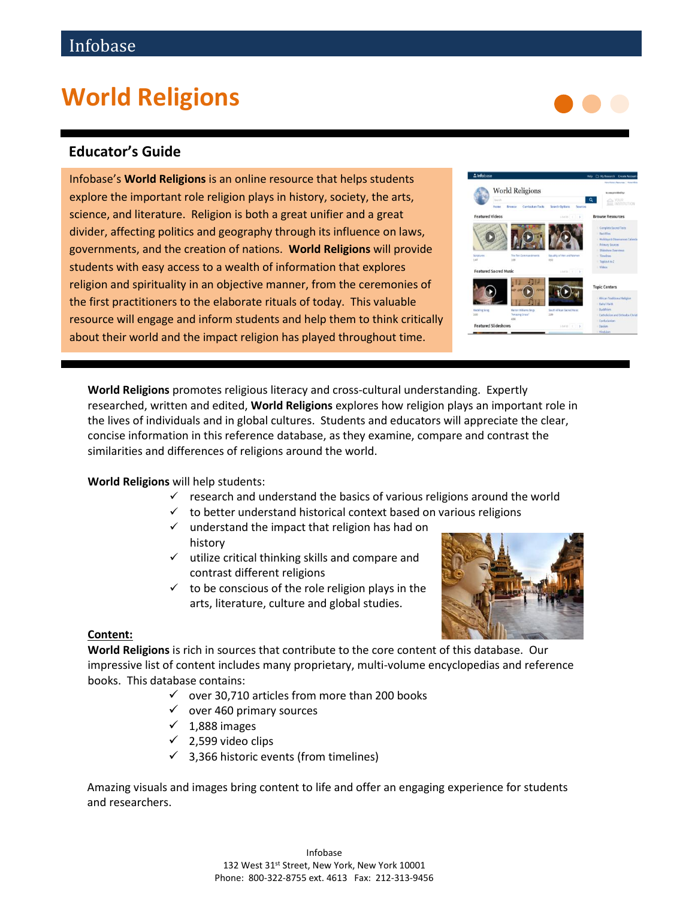Infobase

# World Religions

## Educator's Guide

Infobase's **World Religions** is an online resource that helps students explore the important role religion plays in history, society, the arts, science, and literature. Religion is both a great unifier and a great divider, affecting politics and geography through its influence on laws, governments, and the creation of nations. **World Religions** will provide students with easy access to a wealth of information that explores religion and spirituality in an objective manner, from the ceremonies of the first practitioners to the elaborate rituals of today. This valuable resource will engage and inform students and help them to think critically about their world and the impact religion has played throughout time.

**World Religions** promotes religious literacy and cross-cultural understanding. Expertly researched, written and edited, **World Religions** explores how religion plays an important role in the lives of individuals and in global cultures. Students and educators will appreciate the clear, concise information in this reference database, as they examine, compare and contrast the similarities and differences of religions around the world.

**World Religions** will help students:

- ✓ research and understand the basics of various religions around the world
- ✓ to better understand historical context based on various religions
- ✓ understand the impact that religion has had on history
- ✓ utilize critical thinking skills and compare and contrast different religions
- ✓ to be conscious of the role religion plays in the arts, literature, culture and global studies.

**Content:**

**World Religions** is rich in sources that contribute to the core content of this database. Our impressive list of content includes many proprietary, multi-volume encyclopedias and reference books. This database contains:

- ✓ over 30,710 articles from more than 200 books
- ✓ over 460 primary sources
- ✓ 1,888 images
- ✓ 2,599 video clips
- ✓ 3,366 historic events (from timelines)

Amazing visuals and images bring content to life and offer an engaging experience for students and researchers.

Infobase
132 West 31st Street, New York, New York 10001
Phone: 800-322-8755 ext. 4613 Fax: 212-313-9456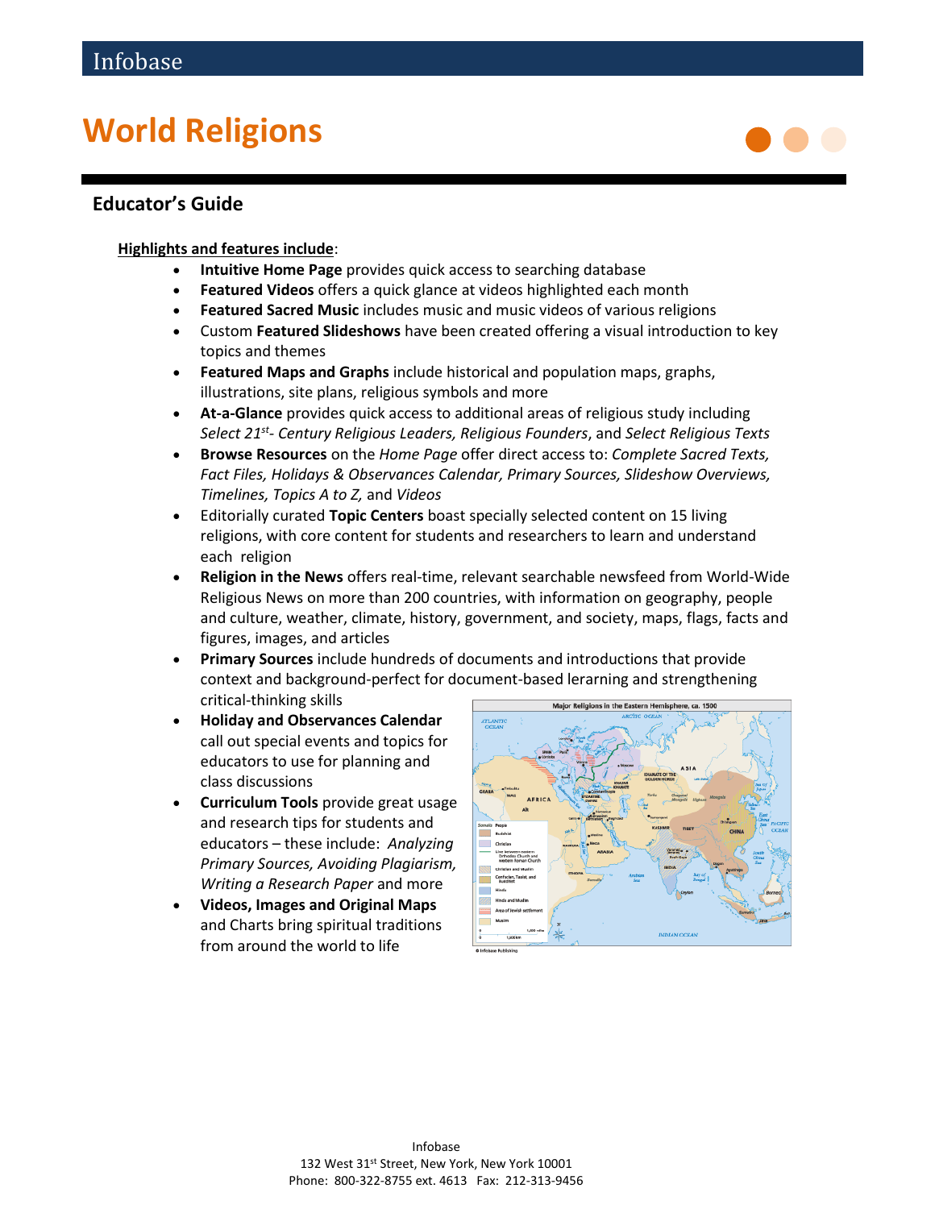# World Religions

## Educator's Guide

**Highlights and features include**:

- **Intuitive Home Page** provides quick access to searching database
- **Featured Videos** offers a quick glance at videos highlighted each month
- **Featured Sacred Music** includes music and music videos of various religions
- Custom **Featured Slideshows** have been created offering a visual introduction to key topics and themes
- **Featured Maps and Graphs** include historical and population maps, graphs, illustrations, site plans, religious symbols and more
- **At-a-Glance** provides quick access to additional areas of religious study including *Select 21st- Century Religious Leaders, Religious Founders*, and *Select Religious Texts*
- **Browse Resources** on the *Home Page* offer direct access to: *Complete Sacred Texts, Fact Files, Holidays & Observances Calendar, Primary Sources, Slideshow Overviews, Timelines, Topics A to Z,* and *Videos*
- Editorially curated **Topic Centers** boast specially selected content on 15 living religions, with core content for students and researchers to learn and understand each religion
- **Religion in the News** offers real-time, relevant searchable newsfeed from World-Wide Religious News on more than 200 countries, with information on geography, people and culture, weather, climate, history, government, and society, maps, flags, facts and figures, images, and articles
- **Primary Sources** include hundreds of documents and introductions that provide context and background-perfect for document-based lerarning and strengthening critical-thinking skills
- **Holiday and Observances Calendar** call out special events and topics for educators to use for planning and class discussions
- **Curriculum Tools** provide great usage and research tips for students and educators – these include: *Analyzing Primary Sources, Avoiding Plagiarism, Writing a Research Paper* and more
- **Videos, Images and Original Maps** and Charts bring spiritual traditions from around the world to life

Major Religions in the Eastern Hemisphere, ca. 1500

© Infobase Publishing

Infobase
132 West 31st Street, New York, New York 10001
Phone: 800-322-8755 ext. 4613 Fax: 212-313-9456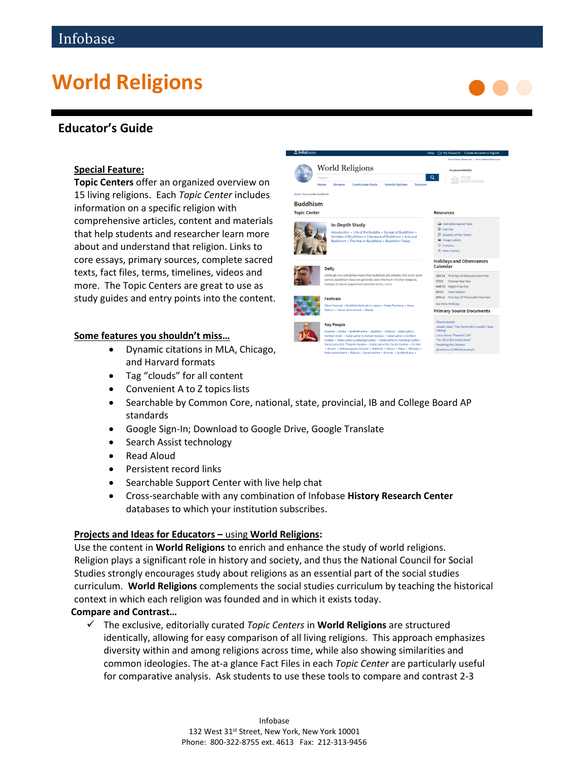# World Religions

## Educator's Guide

**Special Feature:**
**Topic Centers** offer an organized overview on 15 living religions. Each *Topic Center* includes information on a specific religion with comprehensive articles, content and materials that help students and researcher learn more about and understand that religion. Links to core essays, primary sources, complete sacred texts, fact files, terms, timelines, videos and more. The Topic Centers are great to use as study guides and entry points into the content.

**Some features you shouldn't miss…**

- Dynamic citations in MLA, Chicago, and Harvard formats
- Tag "clouds" for all content
- Convenient A to Z topics lists
- Searchable by Common Core, national, state, provincial, IB and College Board AP standards
- Google Sign-In; Download to Google Drive, Google Translate
- Search Assist technology
- Read Aloud
- Persistent record links
- Searchable Support Center with live help chat
- Cross-searchable with any combination of Infobase **History Research Center** databases to which your institution subscribes.

**Projects and Ideas for Educators –** using **World Religions:**
Use the content in **World Religions** to enrich and enhance the study of world religions. Religion plays a significant role in history and society, and thus the National Council for Social Studies strongly encourages study about religions as an essential part of the social studies curriculum. **World Religions** complements the social studies curriculum by teaching the historical context in which each religion was founded and in which it exists today.

**Compare and Contrast…**

- ✓ The exclusive, editorially curated *Topic Centers* in **World Religions** are structured identically, allowing for easy comparison of all living religions. This approach emphasizes diversity within and among religions across time, while also showing similarities and common ideologies. The at-a glance Fact Files in each *Topic Center* are particularly useful for comparative analysis. Ask students to use these tools to compare and contrast 2-3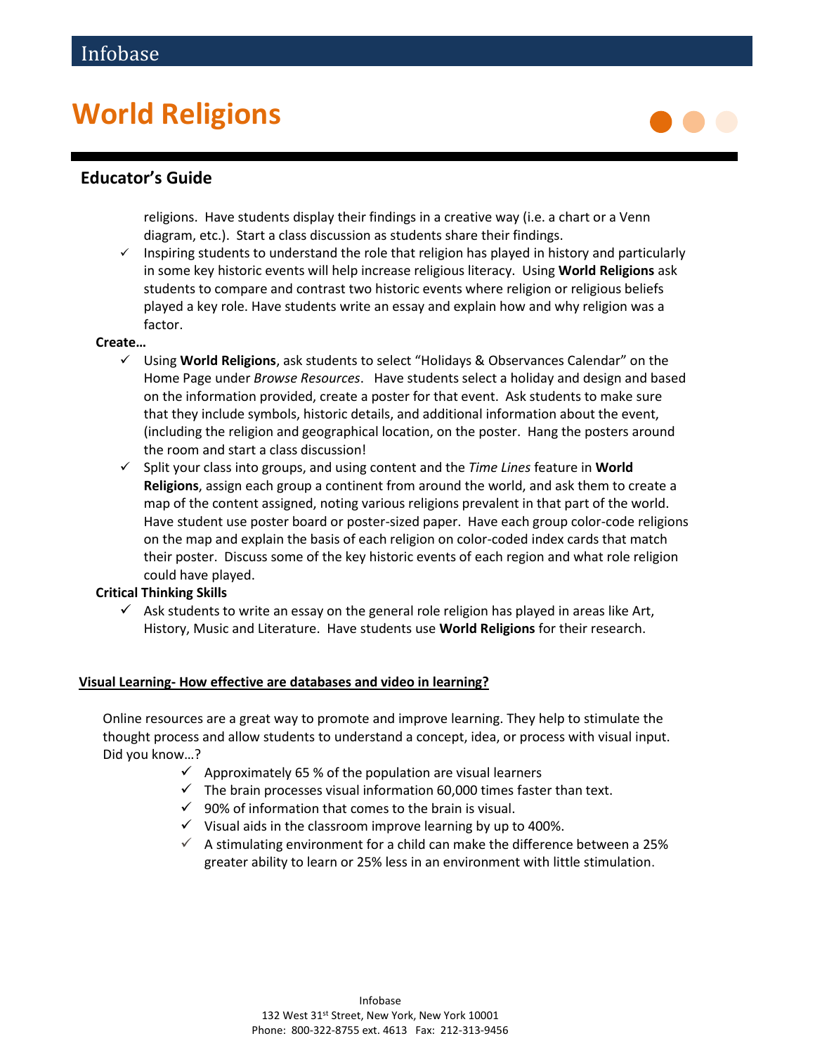religions. Have students display their findings in a creative way (i.e. a chart or a Venn diagram, etc.). Start a class discussion as students share their findings.

- ✓ Inspiring students to understand the role that religion has played in history and particularly in some key historic events will help increase religious literacy. Using **World Religions** ask students to compare and contrast two historic events where religion or religious beliefs played a key role. Have students write an essay and explain how and why religion was a factor.

**Create…**

- ✓ Using **World Religions**, ask students to select "Holidays & Observances Calendar" on the Home Page under *Browse Resources*. Have students select a holiday and design and based on the information provided, create a poster for that event. Ask students to make sure that they include symbols, historic details, and additional information about the event, (including the religion and geographical location, on the poster. Hang the posters around the room and start a class discussion!
- ✓ Split your class into groups, and using content and the *Time Lines* feature in **World Religions**, assign each group a continent from around the world, and ask them to create a map of the content assigned, noting various religions prevalent in that part of the world. Have student use poster board or poster-sized paper. Have each group color-code religions on the map and explain the basis of each religion on color-coded index cards that match their poster. Discuss some of the key historic events of each region and what role religion could have played.

**Critical Thinking Skills**

- ✓ Ask students to write an essay on the general role religion has played in areas like Art, History, Music and Literature. Have students use **World Religions** for their research.

**Visual Learning- How effective are databases and video in learning?**

Online resources are a great way to promote and improve learning. They help to stimulate the thought process and allow students to understand a concept, idea, or process with visual input. Did you know…?

- ✓ Approximately 65 % of the population are visual learners
- ✓ The brain processes visual information 60,000 times faster than text.
- ✓ 90% of information that comes to the brain is visual.
- ✓ Visual aids in the classroom improve learning by up to 400%.
- ✓ A stimulating environment for a child can make the difference between a 25% greater ability to learn or 25% less in an environment with little stimulation.

Infobase
132 West 31st Street, New York, New York 10001
Phone: 800-322-8755 ext. 4613 Fax: 212-313-9456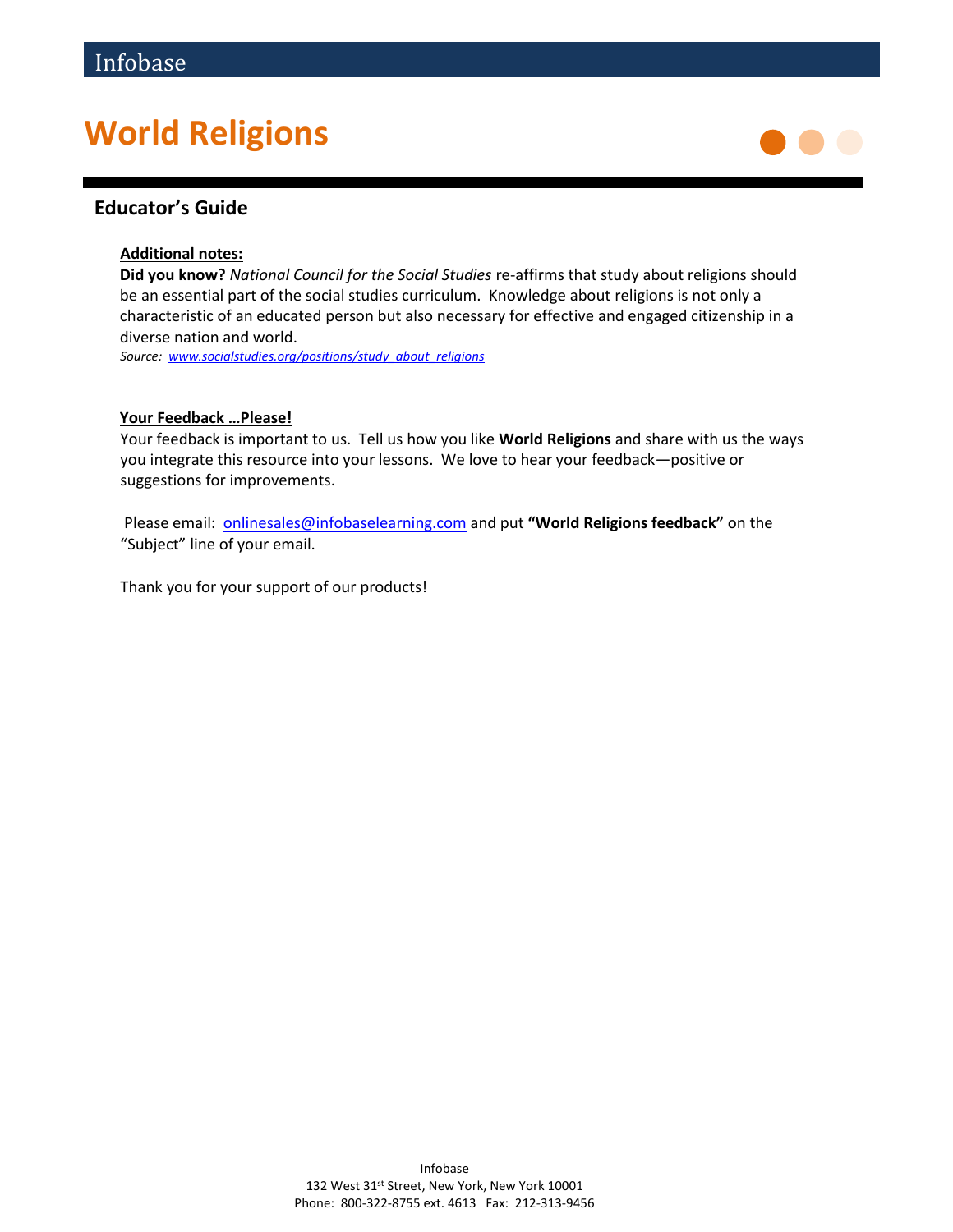Infobase

# World Religions

## Educator's Guide

**Additional notes:**

**Did you know?** *National Council for the Social Studies* re-affirms that study about religions should be an essential part of the social studies curriculum. Knowledge about religions is not only a characteristic of an educated person but also necessary for effective and engaged citizenship in a diverse nation and world.

*Source: www.socialstudies.org/positions/study_about_religions*

**Your Feedback …Please!**

Your feedback is important to us. Tell us how you like **World Religions** and share with us the ways you integrate this resource into your lessons. We love to hear your feedback—positive or suggestions for improvements.

Please email: onlinesales@infobaselearning.com and put **"World Religions feedback"** on the "Subject" line of your email.

Thank you for your support of our products!

Infobase
132 West 31st Street, New York, New York 10001
Phone: 800-322-8755 ext. 4613 Fax: 212-313-9456